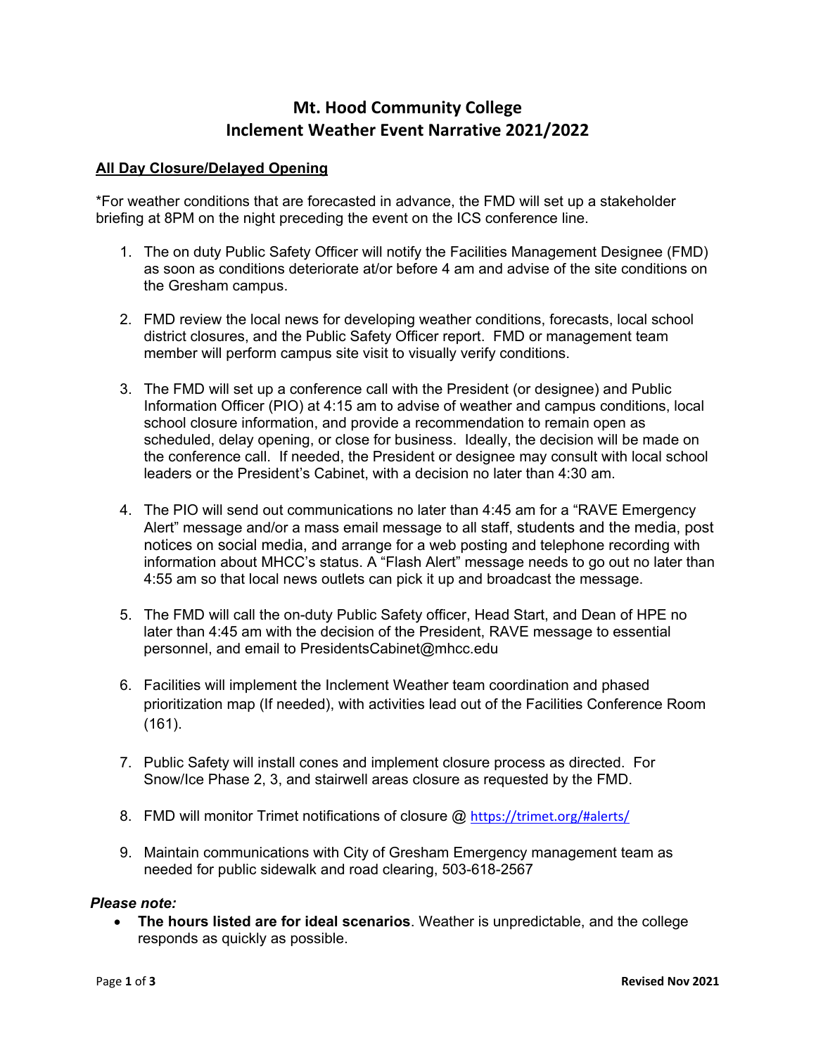# Mt. Hood Community College
# Inclement Weather Event Narrative 2021/2022

## All Day Closure/Delayed Opening

*For weather conditions that are forecasted in advance, the FMD will set up a stakeholder briefing at 8PM on the night preceding the event on the ICS conference line.

1. The on duty Public Safety Officer will notify the Facilities Management Designee (FMD) as soon as conditions deteriorate at/or before 4 am and advise of the site conditions on the Gresham campus.

2. FMD review the local news for developing weather conditions, forecasts, local school district closures, and the Public Safety Officer report. FMD or management team member will perform campus site visit to visually verify conditions.

3. The FMD will set up a conference call with the President (or designee) and Public Information Officer (PIO) at 4:15 am to advise of weather and campus conditions, local school closure information, and provide a recommendation to remain open as scheduled, delay opening, or close for business. Ideally, the decision will be made on the conference call. If needed, the President or designee may consult with local school leaders or the President's Cabinet, with a decision no later than 4:30 am.

4. The PIO will send out communications no later than 4:45 am for a "RAVE Emergency Alert" message and/or a mass email message to all staff, students and the media, post notices on social media, and arrange for a web posting and telephone recording with information about MHCC's status. A "Flash Alert" message needs to go out no later than 4:55 am so that local news outlets can pick it up and broadcast the message.

5. The FMD will call the on-duty Public Safety officer, Head Start, and Dean of HPE no later than 4:45 am with the decision of the President, RAVE message to essential personnel, and email to PresidentsCabinet@mhcc.edu

6. Facilities will implement the Inclement Weather team coordination and phased prioritization map (If needed), with activities lead out of the Facilities Conference Room (161).

7. Public Safety will install cones and implement closure process as directed. For Snow/Ice Phase 2, 3, and stairwell areas closure as requested by the FMD.

8. FMD will monitor Trimet notifications of closure @ https://trimet.org/#alerts/

9. Maintain communications with City of Gresham Emergency management team as needed for public sidewalk and road clearing, 503-618-2567

***Please note:***

- **The hours listed are for ideal scenarios**. Weather is unpredictable, and the college responds as quickly as possible.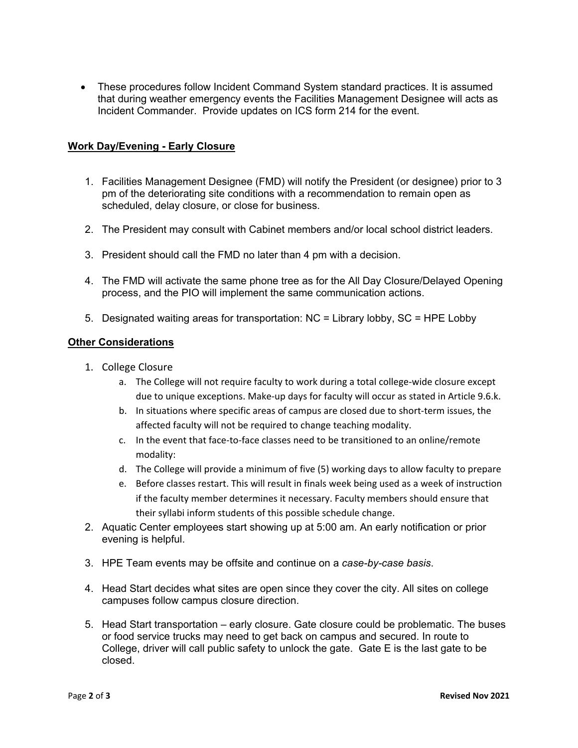- These procedures follow Incident Command System standard practices. It is assumed that during weather emergency events the Facilities Management Designee will acts as Incident Commander. Provide updates on ICS form 214 for the event.

## **Work Day/Evening - Early Closure**

1. Facilities Management Designee (FMD) will notify the President (or designee) prior to 3 pm of the deteriorating site conditions with a recommendation to remain open as scheduled, delay closure, or close for business.
2. The President may consult with Cabinet members and/or local school district leaders.
3. President should call the FMD no later than 4 pm with a decision.
4. The FMD will activate the same phone tree as for the All Day Closure/Delayed Opening process, and the PIO will implement the same communication actions.
5. Designated waiting areas for transportation: NC = Library lobby, SC = HPE Lobby

## **Other Considerations**

1. College Closure
   a. The College will not require faculty to work during a total college-wide closure except due to unique exceptions. Make-up days for faculty will occur as stated in Article 9.6.k.
   b. In situations where specific areas of campus are closed due to short-term issues, the affected faculty will not be required to change teaching modality.
   c. In the event that face-to-face classes need to be transitioned to an online/remote modality:
   d. The College will provide a minimum of five (5) working days to allow faculty to prepare
   e. Before classes restart. This will result in finals week being used as a week of instruction if the faculty member determines it necessary. Faculty members should ensure that their syllabi inform students of this possible schedule change.
2. Aquatic Center employees start showing up at 5:00 am. An early notification or prior evening is helpful.
3. HPE Team events may be offsite and continue on a *case-by-case basis*.
4. Head Start decides what sites are open since they cover the city. All sites on college campuses follow campus closure direction.
5. Head Start transportation – early closure. Gate closure could be problematic. The buses or food service trucks may need to get back on campus and secured. In route to College, driver will call public safety to unlock the gate. Gate E is the last gate to be closed.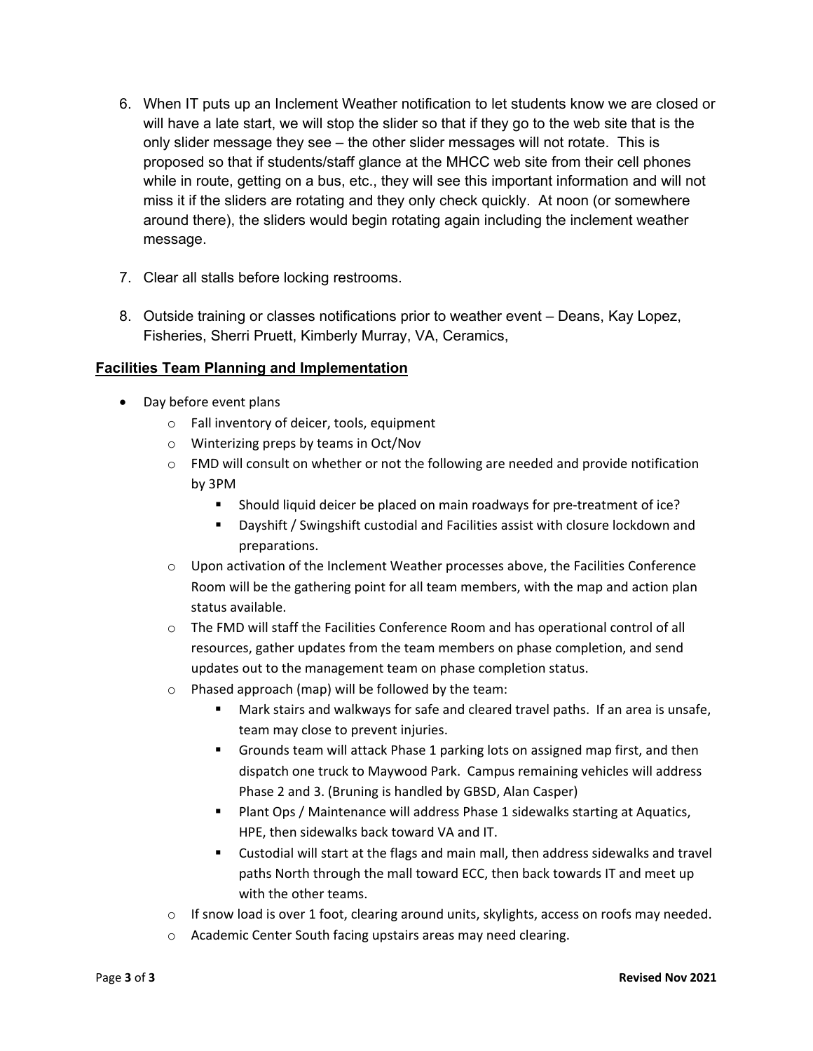6. When IT puts up an Inclement Weather notification to let students know we are closed or will have a late start, we will stop the slider so that if they go to the web site that is the only slider message they see – the other slider messages will not rotate. This is proposed so that if students/staff glance at the MHCC web site from their cell phones while in route, getting on a bus, etc., they will see this important information and will not miss it if the sliders are rotating and they only check quickly. At noon (or somewhere around there), the sliders would begin rotating again including the inclement weather message.

7. Clear all stalls before locking restrooms.

8. Outside training or classes notifications prior to weather event – Deans, Kay Lopez, Fisheries, Sherri Pruett, Kimberly Murray, VA, Ceramics,

## Facilities Team Planning and Implementation

- Day before event plans
  - Fall inventory of deicer, tools, equipment
  - Winterizing preps by teams in Oct/Nov
  - FMD will consult on whether or not the following are needed and provide notification by 3PM
    - Should liquid deicer be placed on main roadways for pre-treatment of ice?
    - Dayshift / Swingshift custodial and Facilities assist with closure lockdown and preparations.
  - Upon activation of the Inclement Weather processes above, the Facilities Conference Room will be the gathering point for all team members, with the map and action plan status available.
  - The FMD will staff the Facilities Conference Room and has operational control of all resources, gather updates from the team members on phase completion, and send updates out to the management team on phase completion status.
  - Phased approach (map) will be followed by the team:
    - Mark stairs and walkways for safe and cleared travel paths. If an area is unsafe, team may close to prevent injuries.
    - Grounds team will attack Phase 1 parking lots on assigned map first, and then dispatch one truck to Maywood Park. Campus remaining vehicles will address Phase 2 and 3. (Bruning is handled by GBSD, Alan Casper)
    - Plant Ops / Maintenance will address Phase 1 sidewalks starting at Aquatics, HPE, then sidewalks back toward VA and IT.
    - Custodial will start at the flags and main mall, then address sidewalks and travel paths North through the mall toward ECC, then back towards IT and meet up with the other teams.
  - If snow load is over 1 foot, clearing around units, skylights, access on roofs may needed.
  - Academic Center South facing upstairs areas may need clearing.